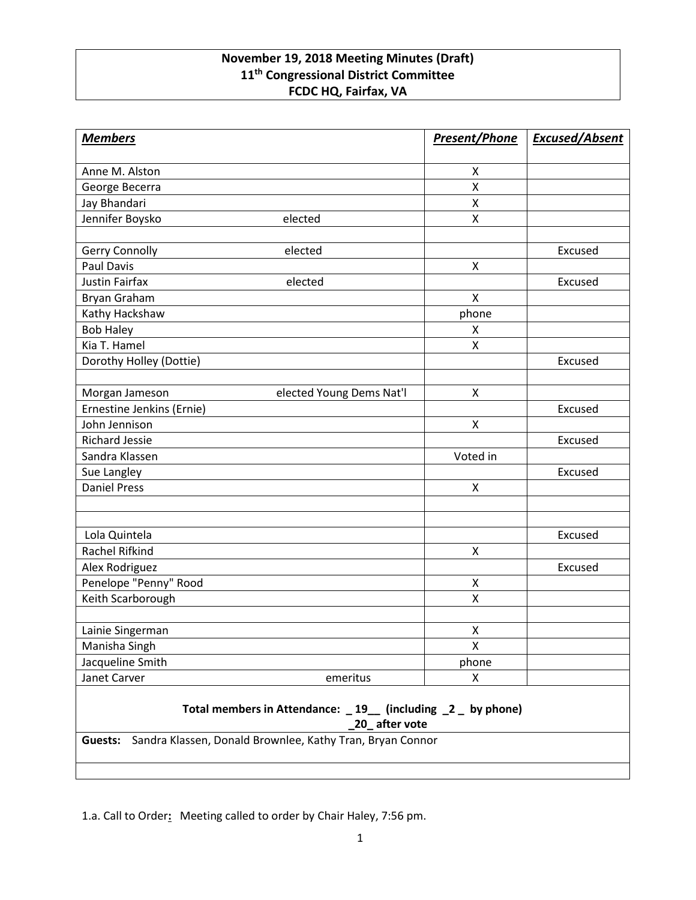**November 19, 2018 Meeting Minutes (Draft)**
**11th Congressional District Committee**
**FCDC HQ, Fairfax, VA**

| ***Members*** | | ***Present/Phone*** | ***Excused/Absent*** |
|---|---|---|---|
| Anne M. Alston | | X | |
| George Becerra | | X | |
| Jay Bhandari | | X | |
| Jennifer Boysko | elected | X | |
| | | | |
| Gerry Connolly | elected | | Excused |
| Paul Davis | | X | |
| Justin Fairfax | elected | | Excused |
| Bryan Graham | | X | |
| Kathy Hackshaw | | phone | |
| Bob Haley | | X | |
| Kia T. Hamel | | X | |
| Dorothy Holley (Dottie) | | | Excused |
| | | | |
| Morgan Jameson | elected Young Dems Nat'l | X | |
| Ernestine Jenkins (Ernie) | | | Excused |
| John Jennison | | X | |
| Richard Jessie | | | Excused |
| Sandra Klassen | | Voted in | |
| Sue Langley | | | Excused |
| Daniel Press | | X | |
| | | | |
| | | | |
| Lola Quintela | | | Excused |
| Rachel Rifkind | | X | |
| Alex Rodriguez | | | Excused |
| Penelope "Penny" Rood | | X | |
| Keith Scarborough | | X | |
| | | | |
| Lainie Singerman | | X | |
| Manisha Singh | | X | |
| Jacqueline Smith | | phone | |
| Janet Carver | emeritus | X | |

**Total members in Attendance: _ 19__ (including _2 _ by phone)**
**_20_ after vote**

**Guests:** Sandra Klassen, Donald Brownlee, Kathy Tran, Bryan Connor

1.a. Call to Order**:** Meeting called to order by Chair Haley, 7:56 pm.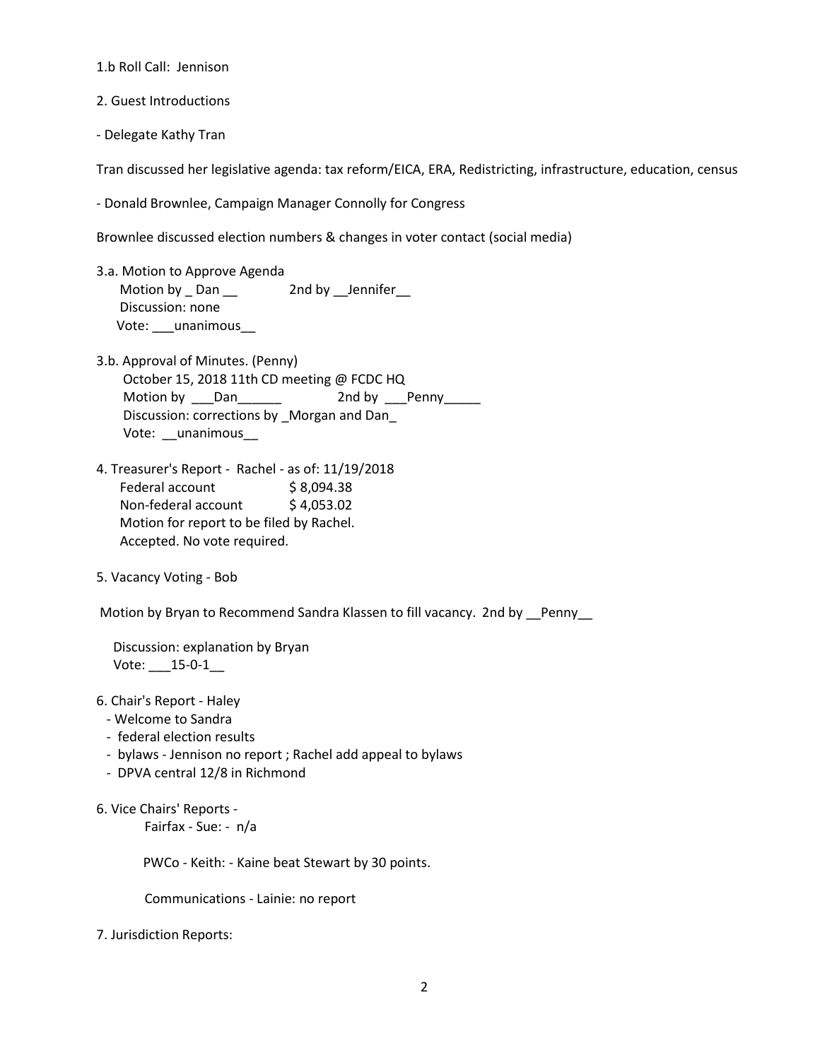1.b Roll Call: Jennison

2. Guest Introductions

- Delegate Kathy Tran

Tran discussed her legislative agenda: tax reform/EICA, ERA, Redistricting, infrastructure, education, census

- Donald Brownlee, Campaign Manager Connolly for Congress

Brownlee discussed election numbers & changes in voter contact (social media)

3.a. Motion to Approve Agenda
   Motion by _ Dan __   2nd by __Jennifer__
   Discussion: none
   Vote: ___unanimous__

3.b. Approval of Minutes. (Penny)
   October 15, 2018 11th CD meeting @ FCDC HQ
   Motion by ___Dan______   2nd by ___Penny_____
   Discussion: corrections by _Morgan and Dan_
   Vote: __unanimous__

4. Treasurer's Report - Rachel - as of: 11/19/2018
   Federal account   $ 8,094.38
   Non-federal account   $ 4,053.02
   Motion for report to be filed by Rachel.
   Accepted. No vote required.

5. Vacancy Voting - Bob

Motion by Bryan to Recommend Sandra Klassen to fill vacancy. 2nd by __Penny__

   Discussion: explanation by Bryan
   Vote: ___15-0-1__

6. Chair's Report - Haley
- Welcome to Sandra
- federal election results
- bylaws - Jennison no report ; Rachel add appeal to bylaws
- DPVA central 12/8 in Richmond

6. Vice Chairs' Reports -
   Fairfax - Sue: - n/a

   PWCo - Keith: - Kaine beat Stewart by 30 points.

   Communications - Lainie: no report

7. Jurisdiction Reports: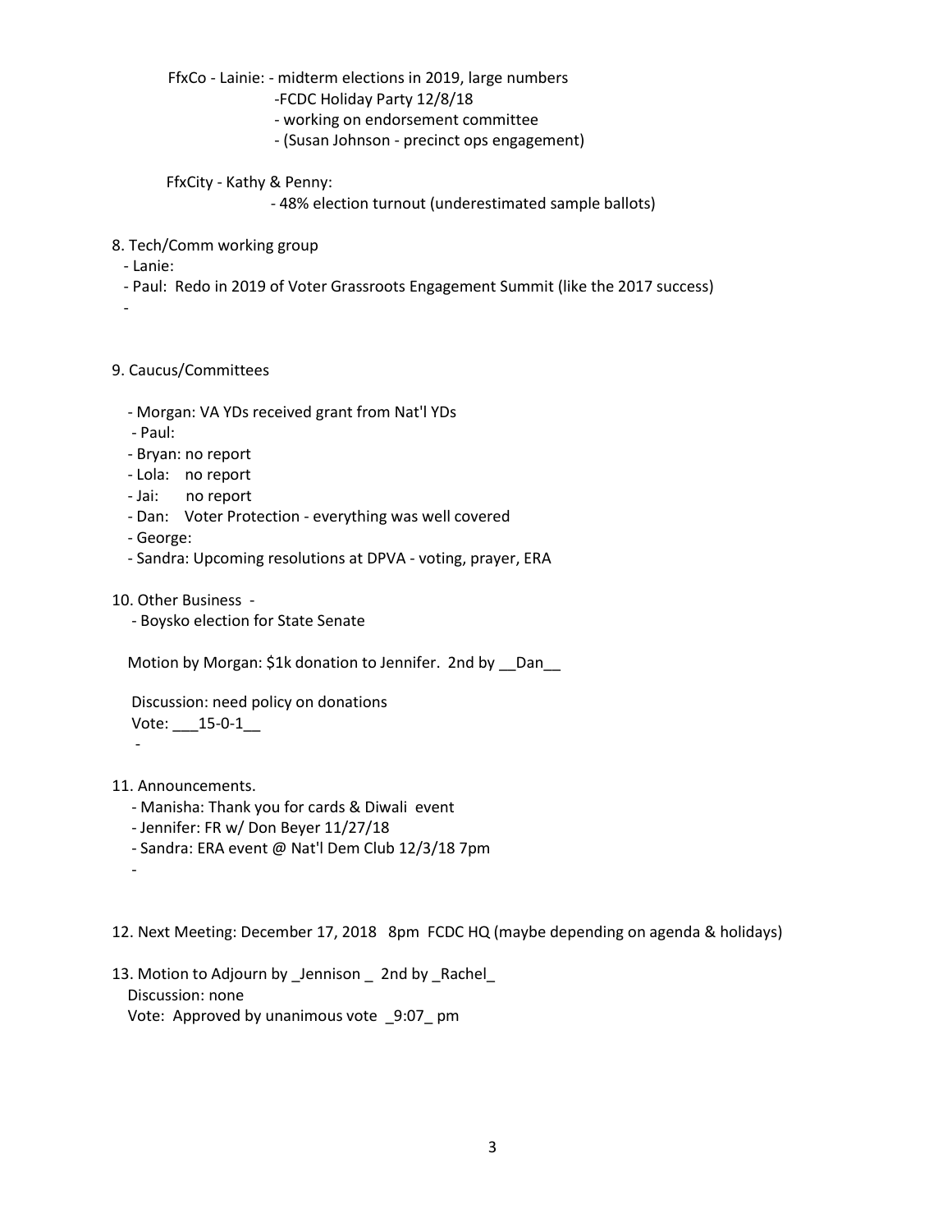FfxCo - Lainie: - midterm elections in 2019, large numbers
-FCDC Holiday Party 12/8/18
- working on endorsement committee
- (Susan Johnson - precinct ops engagement)

FfxCity - Kathy & Penny:
- 48% election turnout (underestimated sample ballots)

8. Tech/Comm working group
   - Lanie:
   - Paul: Redo in 2019 of Voter Grassroots Engagement Summit (like the 2017 success)
   -

9. Caucus/Committees
   - Morgan: VA YDs received grant from Nat'l YDs
   - Paul:
   - Bryan: no report
   - Lola: no report
   - Jai: no report
   - Dan: Voter Protection - everything was well covered
   - George:
   - Sandra: Upcoming resolutions at DPVA - voting, prayer, ERA

10. Other Business -
    - Boysko election for State Senate

    Motion by Morgan: $1k donation to Jennifer. 2nd by __Dan__

    Discussion: need policy on donations
    Vote: ___15-0-1__
    -

11. Announcements.
    - Manisha: Thank you for cards & Diwali event
    - Jennifer: FR w/ Don Beyer 11/27/18
    - Sandra: ERA event @ Nat'l Dem Club 12/3/18 7pm
    -

12. Next Meeting: December 17, 2018 8pm FCDC HQ (maybe depending on agenda & holidays)

13. Motion to Adjourn by _Jennison _ 2nd by _Rachel_
    Discussion: none
    Vote: Approved by unanimous vote _9:07_ pm